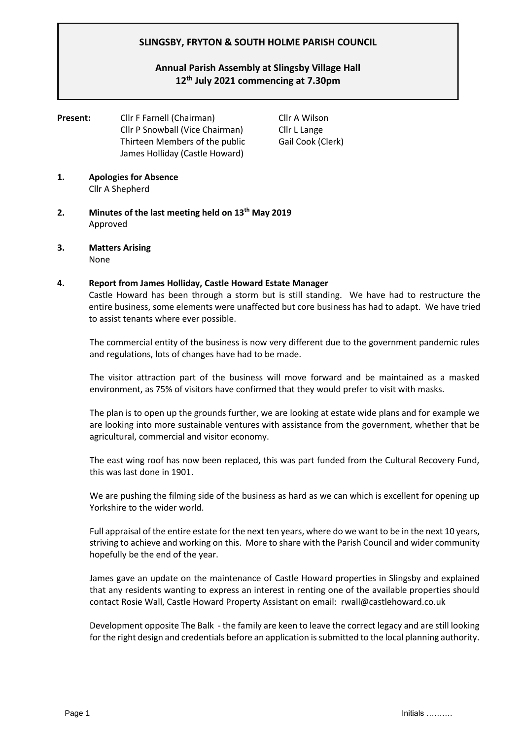# SLINGSBY, FRYTON & SOUTH HOLME PARISH COUNCIL

## Annual Parish Assembly at Slingsby Village Hall
## 12th July 2021 commencing at 7.30pm

**Present:**
Cllr F Farnell (Chairman)
Cllr P Snowball (Vice Chairman)
Thirteen Members of the public
James Holliday (Castle Howard)
Cllr A Wilson
Cllr L Lange
Gail Cook (Clerk)

**1. Apologies for Absence**
Cllr A Shepherd

**2. Minutes of the last meeting held on 13th May 2019**
Approved

**3. Matters Arising**
None

**4. Report from James Holliday, Castle Howard Estate Manager**

Castle Howard has been through a storm but is still standing. We have had to restructure the entire business, some elements were unaffected but core business has had to adapt. We have tried to assist tenants where ever possible.

The commercial entity of the business is now very different due to the government pandemic rules and regulations, lots of changes have had to be made.

The visitor attraction part of the business will move forward and be maintained as a masked environment, as 75% of visitors have confirmed that they would prefer to visit with masks.

The plan is to open up the grounds further, we are looking at estate wide plans and for example we are looking into more sustainable ventures with assistance from the government, whether that be agricultural, commercial and visitor economy.

The east wing roof has now been replaced, this was part funded from the Cultural Recovery Fund, this was last done in 1901.

We are pushing the filming side of the business as hard as we can which is excellent for opening up Yorkshire to the wider world.

Full appraisal of the entire estate for the next ten years, where do we want to be in the next 10 years, striving to achieve and working on this. More to share with the Parish Council and wider community hopefully be the end of the year.

James gave an update on the maintenance of Castle Howard properties in Slingsby and explained that any residents wanting to express an interest in renting one of the available properties should contact Rosie Wall, Castle Howard Property Assistant on email: rwall@castlehoward.co.uk

Development opposite The Balk - the family are keen to leave the correct legacy and are still looking for the right design and credentials before an application is submitted to the local planning authority.

Initials ……….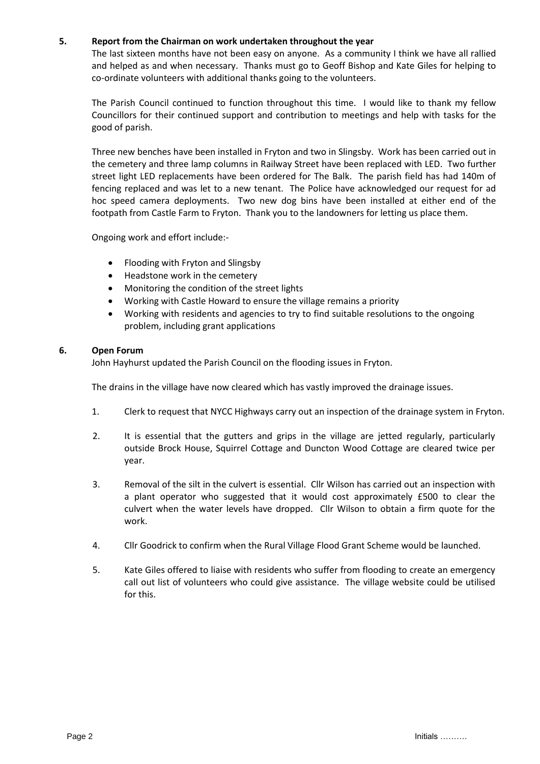## 5. Report from the Chairman on work undertaken throughout the year

The last sixteen months have not been easy on anyone. As a community I think we have all rallied and helped as and when necessary. Thanks must go to Geoff Bishop and Kate Giles for helping to co-ordinate volunteers with additional thanks going to the volunteers.

The Parish Council continued to function throughout this time. I would like to thank my fellow Councillors for their continued support and contribution to meetings and help with tasks for the good of parish.

Three new benches have been installed in Fryton and two in Slingsby. Work has been carried out in the cemetery and three lamp columns in Railway Street have been replaced with LED. Two further street light LED replacements have been ordered for The Balk. The parish field has had 140m of fencing replaced and was let to a new tenant. The Police have acknowledged our request for ad hoc speed camera deployments. Two new dog bins have been installed at either end of the footpath from Castle Farm to Fryton. Thank you to the landowners for letting us place them.

Ongoing work and effort include:-

- Flooding with Fryton and Slingsby
- Headstone work in the cemetery
- Monitoring the condition of the street lights
- Working with Castle Howard to ensure the village remains a priority
- Working with residents and agencies to try to find suitable resolutions to the ongoing problem, including grant applications

## 6. Open Forum

John Hayhurst updated the Parish Council on the flooding issues in Fryton.

The drains in the village have now cleared which has vastly improved the drainage issues.

1. Clerk to request that NYCC Highways carry out an inspection of the drainage system in Fryton.
2. It is essential that the gutters and grips in the village are jetted regularly, particularly outside Brock House, Squirrel Cottage and Duncton Wood Cottage are cleared twice per year.
3. Removal of the silt in the culvert is essential. Cllr Wilson has carried out an inspection with a plant operator who suggested that it would cost approximately £500 to clear the culvert when the water levels have dropped. Cllr Wilson to obtain a firm quote for the work.
4. Cllr Goodrick to confirm when the Rural Village Flood Grant Scheme would be launched.
5. Kate Giles offered to liaise with residents who suffer from flooding to create an emergency call out list of volunteers who could give assistance. The village website could be utilised for this.

Initials ……….